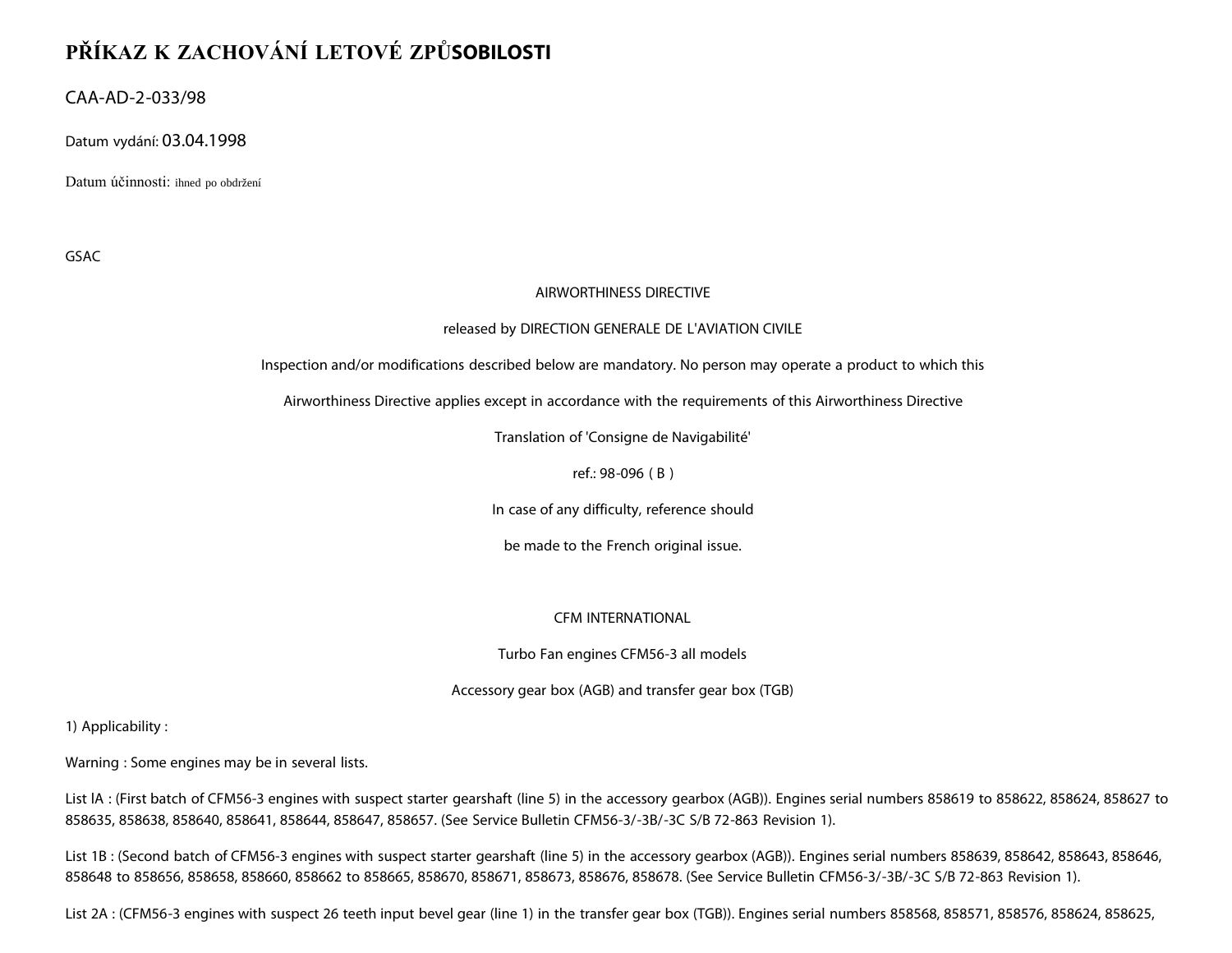# PŘÍKAZ K ZACHOVÁNÍ LETOVÉ ZPŮSOBILOSTI

CAA-AD-2-033/98

Datum vydání: 03.04.1998

Datum účinnosti: ihned po obdržení

GSAC

AIRWORTHINESS DIRECTIVE

released by DIRECTION GENERALE DE L'AVIATION CIVILE

Inspection and/or modifications described below are mandatory. No person may operate a product to which this

Airworthiness Directive applies except in accordance with the requirements of this Airworthiness Directive

Translation of 'Consigne de Navigabilité'

ref.: 98-096 ( B )

In case of any difficulty, reference should

be made to the French original issue.

CFM INTERNATIONAL

Turbo Fan engines CFM56-3 all models

Accessory gear box (AGB) and transfer gear box (TGB)

1) Applicability :

Warning : Some engines may be in several lists.

List lA : (First batch of CFM56-3 engines with suspect starter gearshaft (line 5) in the accessory gearbox (AGB)). Engines serial numbers 858619 to 858622, 858624, 858627 to 858635, 858638, 858640, 858641, 858644, 858647, 858657. (See Service Bulletin CFM56-3/-3B/-3C S/B 72-863 Revision 1).

List 1B : (Second batch of CFM56-3 engines with suspect starter gearshaft (line 5) in the accessory gearbox (AGB)). Engines serial numbers 858639, 858642, 858643, 858646, 858648 to 858656, 858658, 858660, 858662 to 858665, 858670, 858671, 858673, 858676, 858678. (See Service Bulletin CFM56-3/-3B/-3C S/B 72-863 Revision 1).

List 2A : (CFM56-3 engines with suspect 26 teeth input bevel gear (line 1) in the transfer gear box (TGB)). Engines serial numbers 858568, 858571, 858576, 858624, 858625,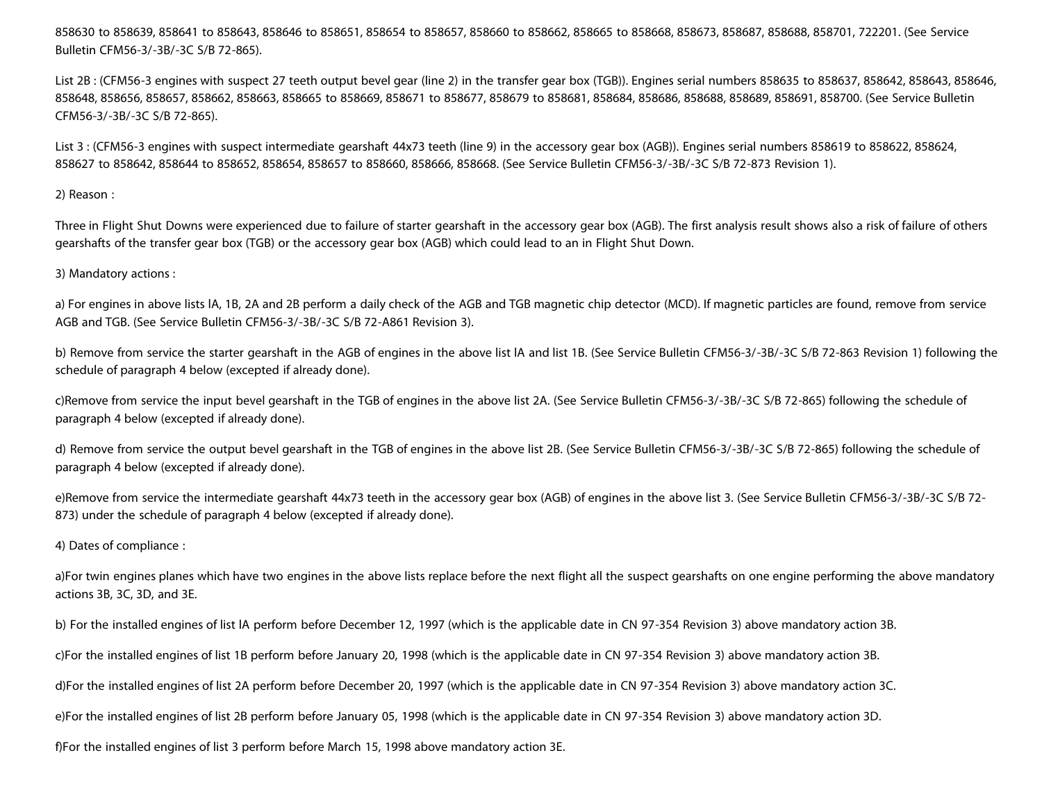858630 to 858639, 858641 to 858643, 858646 to 858651, 858654 to 858657, 858660 to 858662, 858665 to 858668, 858673, 858687, 858688, 858701, 722201. (See Service Bulletin CFM56-3/-3B/-3C S/B 72-865).

List 2B : (CFM56-3 engines with suspect 27 teeth output bevel gear (line 2) in the transfer gear box (TGB)). Engines serial numbers 858635 to 858637, 858642, 858643, 858646, 858648, 858656, 858657, 858662, 858663, 858665 to 858669, 858671 to 858677, 858679 to 858681, 858684, 858686, 858688, 858689, 858691, 858700. (See Service Bulletin CFM56-3/-3B/-3C S/B 72-865).

List 3 : (CFM56-3 engines with suspect intermediate gearshaft 44x73 teeth (line 9) in the accessory gear box (AGB)). Engines serial numbers 858619 to 858622, 858624, 858627 to 858642, 858644 to 858652, 858654, 858657 to 858660, 858666, 858668. (See Service Bulletin CFM56-3/-3B/-3C S/B 72-873 Revision 1).

2) Reason :

Three in Flight Shut Downs were experienced due to failure of starter gearshaft in the accessory gear box (AGB). The first analysis result shows also a risk of failure of others gearshafts of the transfer gear box (TGB) or the accessory gear box (AGB) which could lead to an in Flight Shut Down.

3) Mandatory actions :

a) For engines in above lists lA, 1B, 2A and 2B perform a daily check of the AGB and TGB magnetic chip detector (MCD). If magnetic particles are found, remove from service AGB and TGB. (See Service Bulletin CFM56-3/-3B/-3C S/B 72-A861 Revision 3).

b) Remove from service the starter gearshaft in the AGB of engines in the above list lA and list 1B. (See Service Bulletin CFM56-3/-3B/-3C S/B 72-863 Revision 1) following the schedule of paragraph 4 below (excepted if already done).

c)Remove from service the input bevel gearshaft in the TGB of engines in the above list 2A. (See Service Bulletin CFM56-3/-3B/-3C S/B 72-865) following the schedule of paragraph 4 below (excepted if already done).

d) Remove from service the output bevel gearshaft in the TGB of engines in the above list 2B. (See Service Bulletin CFM56-3/-3B/-3C S/B 72-865) following the schedule of paragraph 4 below (excepted if already done).

e)Remove from service the intermediate gearshaft 44x73 teeth in the accessory gear box (AGB) of engines in the above list 3. (See Service Bulletin CFM56-3/-3B/-3C S/B 72-873) under the schedule of paragraph 4 below (excepted if already done).

4) Dates of compliance :

a)For twin engines planes which have two engines in the above lists replace before the next flight all the suspect gearshafts on one engine performing the above mandatory actions 3B, 3C, 3D, and 3E.

b) For the installed engines of list lA perform before December 12, 1997 (which is the applicable date in CN 97-354 Revision 3) above mandatory action 3B.

c)For the installed engines of list 1B perform before January 20, 1998 (which is the applicable date in CN 97-354 Revision 3) above mandatory action 3B.

d)For the installed engines of list 2A perform before December 20, 1997 (which is the applicable date in CN 97-354 Revision 3) above mandatory action 3C.

e)For the installed engines of list 2B perform before January 05, 1998 (which is the applicable date in CN 97-354 Revision 3) above mandatory action 3D.

f)For the installed engines of list 3 perform before March 15, 1998 above mandatory action 3E.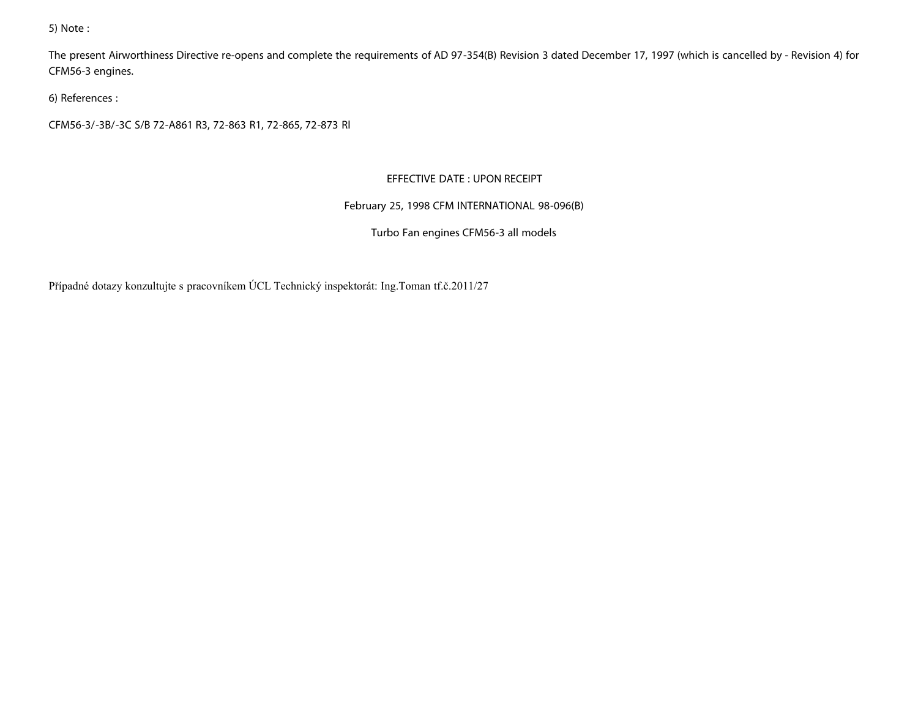5) Note :

The present Airworthiness Directive re-opens and complete the requirements of AD 97-354(B) Revision 3 dated December 17, 1997 (which is cancelled by - Revision 4) for CFM56-3 engines.

6) References :

CFM56-3/-3B/-3C S/B 72-A861 R3, 72-863 R1, 72-865, 72-873 Rl

EFFECTIVE DATE : UPON RECEIPT

February 25, 1998 CFM INTERNATIONAL 98-096(B)

Turbo Fan engines CFM56-3 all models

Případné dotazy konzultujte s pracovníkem ÚCL Technický inspektorát: Ing.Toman tf.č.2011/27